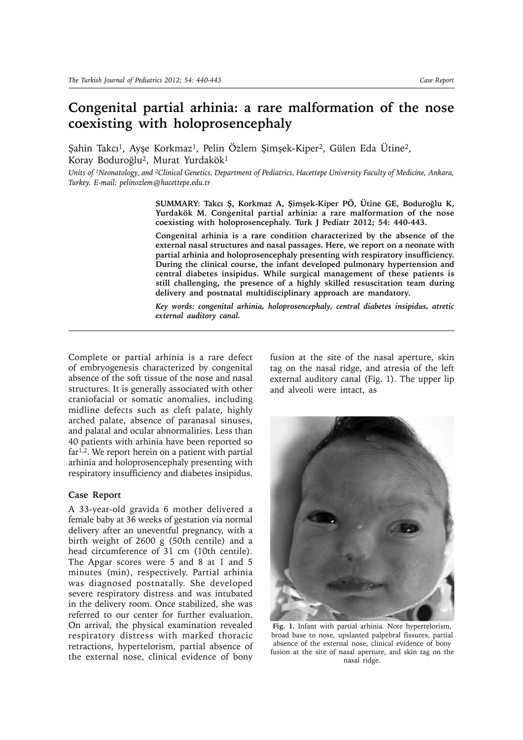# Congenital partial arhinia: a rare malformation of the nose coexisting with holoprosencephaly

Şahin Takcı[1], Ayşe Korkmaz[1], Pelin Özlem Şimşek-Kiper[2], Gülen Eda Ütine[2], Koray Boduroğlu[2], Murat Yurdakök[1]

*Units of [1]Neonatology, and [2]Clinical Genetics, Department of Pediatrics, Hacettepe University Faculty of Medicine, Ankara, Turkey. E-mail: pelinozlem@hacettepe.edu.tr*

**SUMMARY: Takcı Ş, Korkmaz A, Şimşek-Kiper PÖ, Ütine GE, Boduroğlu K, Yurdakök M. Congenital partial arhinia: a rare malformation of the nose coexisting with holoprosencephaly. Turk J Pediatr 2012; 54: 440-443.**

**Congenital arhinia is a rare condition characterized by the absence of the external nasal structures and nasal passages. Here, we report on a neonate with partial arhinia and holoprosencephaly presenting with respiratory insufficiency. During the clinical course, the infant developed pulmonary hypertension and central diabetes insipidus. While surgical management of these patients is still challenging, the presence of a highly skilled resuscitation team during delivery and postnatal multidisciplinary approach are mandatory.**

***Key words: congenital arhinia, holoprosencephaly, central diabetes insipidus, atretic external auditory canal.***

Complete or partial arhinia is a rare defect of embryogenesis characterized by congenital absence of the soft tissue of the nose and nasal structures. It is generally associated with other craniofacial or somatic anomalies, including midline defects such as cleft palate, highly arched palate, absence of paranasal sinuses, and palatal and ocular abnormalities. Less than 40 patients with arhinia have been reported so far[1,2]. We report herein on a patient with partial arhinia and holoprosencephaly presenting with respiratory insufficiency and diabetes insipidus.

### Case Report

A 33-year-old gravida 6 mother delivered a female baby at 36 weeks of gestation via normal delivery after an uneventful pregnancy, with a birth weight of 2600 g (50th centile) and a head circumference of 31 cm (10th centile). The Apgar scores were 5 and 8 at 1 and 5 minutes (min), respectively. Partial arhinia was diagnosed postnatally. She developed severe respiratory distress and was intubated in the delivery room. Once stabilized, she was referred to our center for further evaluation. On arrival, the physical examination revealed respiratory distress with marked thoracic retractions, hypertelorism, partial absence of the external nose, clinical evidence of bony fusion at the site of the nasal aperture, skin tag on the nasal ridge, and atresia of the left external auditory canal (Fig. 1). The upper lip and alveoli were intact, as

**Fig. 1.** Infant with partial arhinia. Note hypertelorism, broad base to nose, upslanted palpebral fissures, partial absence of the external nose, clinical evidence of bony fusion at the site of nasal aperture, and skin tag on the nasal ridge.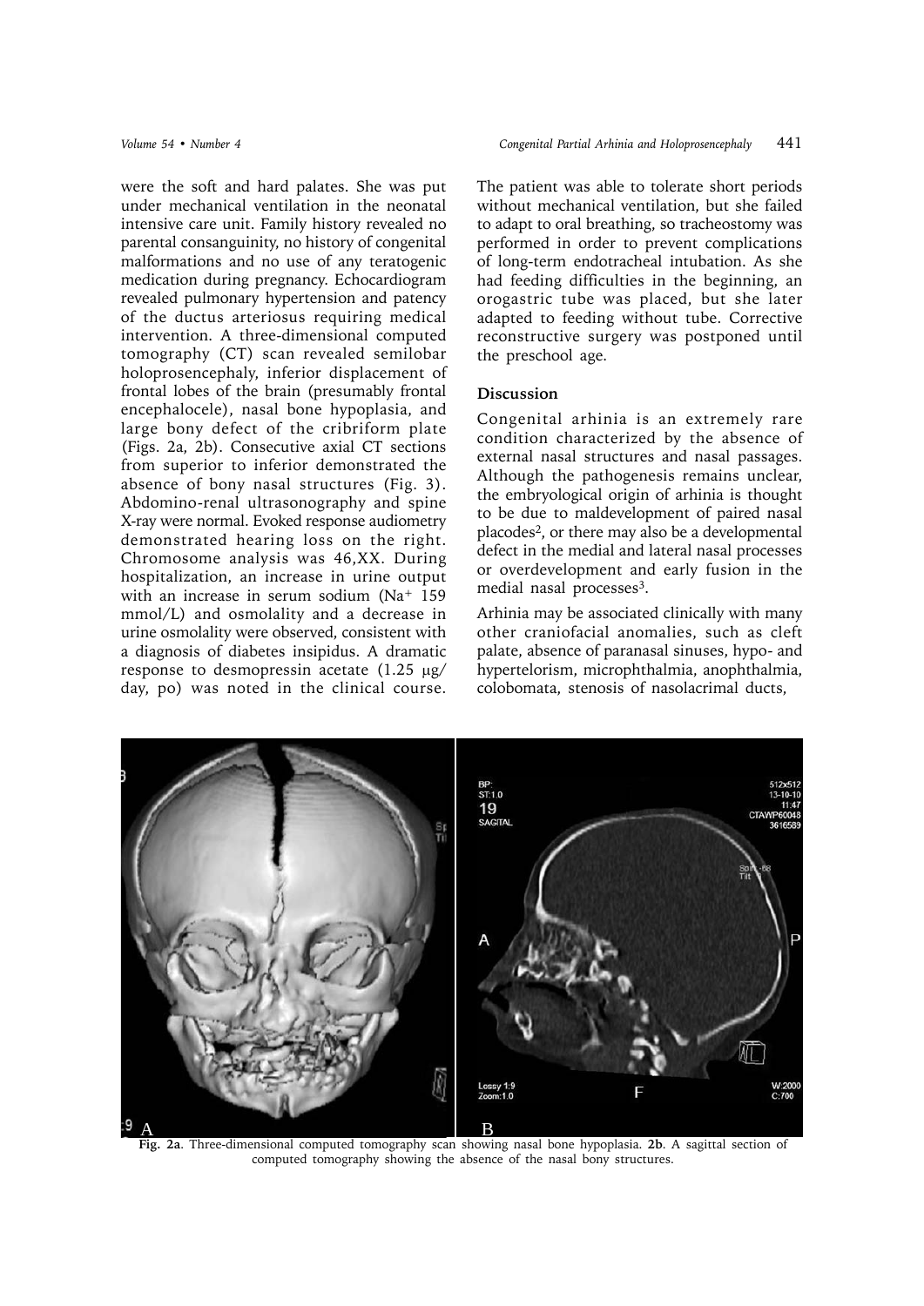were the soft and hard palates. She was put under mechanical ventilation in the neonatal intensive care unit. Family history revealed no parental consanguinity, no history of congenital malformations and no use of any teratogenic medication during pregnancy. Echocardiogram revealed pulmonary hypertension and patency of the ductus arteriosus requiring medical intervention. A three-dimensional computed tomography (CT) scan revealed semilobar holoprosencephaly, inferior displacement of frontal lobes of the brain (presumably frontal encephalocele), nasal bone hypoplasia, and large bony defect of the cribriform plate (Figs. 2a, 2b). Consecutive axial CT sections from superior to inferior demonstrated the absence of bony nasal structures (Fig. 3). Abdomino-renal ultrasonography and spine X-ray were normal. Evoked response audiometry demonstrated hearing loss on the right. Chromosome analysis was 46,XX. During hospitalization, an increase in urine output with an increase in serum sodium ($Na^+$ 159 mmol/L) and osmolality and a decrease in urine osmolality were observed, consistent with a diagnosis of diabetes insipidus. A dramatic response to desmopressin acetate (1.25 μg/day, po) was noted in the clinical course. The patient was able to tolerate short periods without mechanical ventilation, but she failed to adapt to oral breathing, so tracheostomy was performed in order to prevent complications of long-term endotracheal intubation. As she had feeding difficulties in the beginning, an orogastric tube was placed, but she later adapted to feeding without tube. Corrective reconstructive surgery was postponed until the preschool age.

## Discussion

Congenital arhinia is an extremely rare condition characterized by the absence of external nasal structures and nasal passages. Although the pathogenesis remains unclear, the embryological origin of arhinia is thought to be due to maldevelopment of paired nasal placodes[2], or there may also be a developmental defect in the medial and lateral nasal processes or overdevelopment and early fusion in the medial nasal processes[3].

Arhinia may be associated clinically with many other craniofacial anomalies, such as cleft palate, absence of paranasal sinuses, hypo- and hypertelorism, microphthalmia, anophthalmia, colobomata, stenosis of nasolacrimal ducts,

**Fig. 2a**. Three-dimensional computed tomography scan showing nasal bone hypoplasia. **2b**. A sagittal section of computed tomography showing the absence of the nasal bony structures.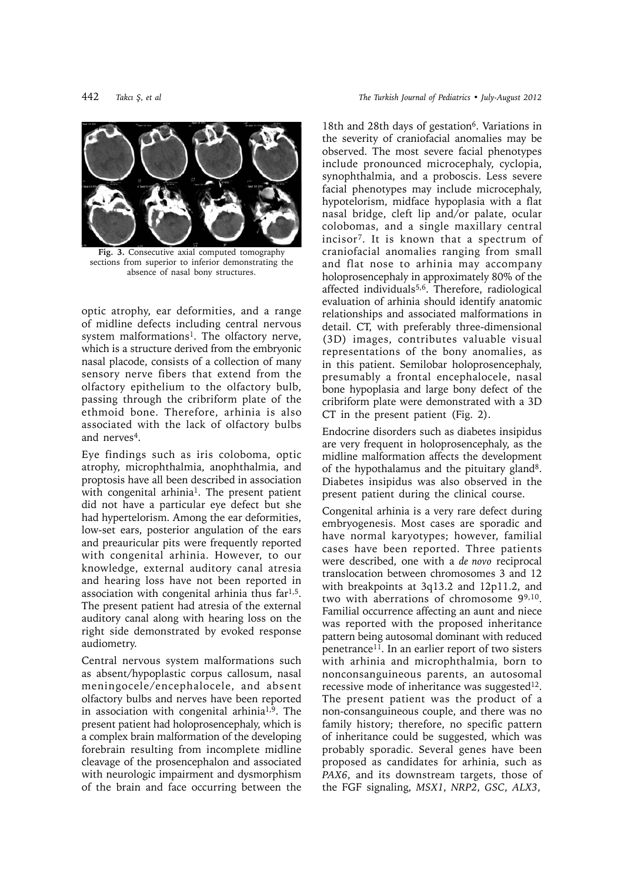**Fig. 3.** Consecutive axial computed tomography sections from superior to inferior demonstrating the absence of nasal bony structures.

optic atrophy, ear deformities, and a range of midline defects including central nervous system malformations[1]. The olfactory nerve, which is a structure derived from the embryonic nasal placode, consists of a collection of many sensory nerve fibers that extend from the olfactory epithelium to the olfactory bulb, passing through the cribriform plate of the ethmoid bone. Therefore, arhinia is also associated with the lack of olfactory bulbs and nerves[4].

Eye findings such as iris coloboma, optic atrophy, microphthalmia, anophthalmia, and proptosis have all been described in association with congenital arhinia[1]. The present patient did not have a particular eye defect but she had hypertelorism. Among the ear deformities, low-set ears, posterior angulation of the ears and preauricular pits were frequently reported with congenital arhinia. However, to our knowledge, external auditory canal atresia and hearing loss have not been reported in association with congenital arhinia thus far[1,5]. The present patient had atresia of the external auditory canal along with hearing loss on the right side demonstrated by evoked response audiometry.

Central nervous system malformations such as absent/hypoplastic corpus callosum, nasal meningocele/encephalocele, and absent olfactory bulbs and nerves have been reported in association with congenital arhinia[1,9]. The present patient had holoprosencephaly, which is a complex brain malformation of the developing forebrain resulting from incomplete midline cleavage of the prosencephalon and associated with neurologic impairment and dysmorphism of the brain and face occurring between the 18th and 28th days of gestation[6]. Variations in the severity of craniofacial anomalies may be observed. The most severe facial phenotypes include pronounced microcephaly, cyclopia, synophthalmia, and a proboscis. Less severe facial phenotypes may include microcephaly, hypotelorism, midface hypoplasia with a flat nasal bridge, cleft lip and/or palate, ocular colobomas, and a single maxillary central incisor[7]. It is known that a spectrum of craniofacial anomalies ranging from small and flat nose to arhinia may accompany holoprosencephaly in approximately 80% of the affected individuals[5,6]. Therefore, radiological evaluation of arhinia should identify anatomic relationships and associated malformations in detail. CT, with preferably three-dimensional (3D) images, contributes valuable visual representations of the bony anomalies, as in this patient. Semilobar holoprosencephaly, presumably a frontal encephalocele, nasal bone hypoplasia and large bony defect of the cribriform plate were demonstrated with a 3D CT in the present patient (Fig. 2).

Endocrine disorders such as diabetes insipidus are very frequent in holoprosencephaly, as the midline malformation affects the development of the hypothalamus and the pituitary gland[8]. Diabetes insipidus was also observed in the present patient during the clinical course.

Congenital arhinia is a very rare defect during embryogenesis. Most cases are sporadic and have normal karyotypes; however, familial cases have been reported. Three patients were described, one with a *de novo* reciprocal translocation between chromosomes 3 and 12 with breakpoints at 3q13.2 and 12p11.2, and two with aberrations of chromosome 9[9,10]. Familial occurrence affecting an aunt and niece was reported with the proposed inheritance pattern being autosomal dominant with reduced penetrance[11]. In an earlier report of two sisters with arhinia and microphthalmia, born to nonconsanguineous parents, an autosomal recessive mode of inheritance was suggested[12]. The present patient was the product of a non-consanguineous couple, and there was no family history; therefore, no specific pattern of inheritance could be suggested, which was probably sporadic. Several genes have been proposed as candidates for arhinia, such as *PAX6*, and its downstream targets, those of the FGF signaling, *MSX1*, *NRP2*, *GSC*, *ALX3*,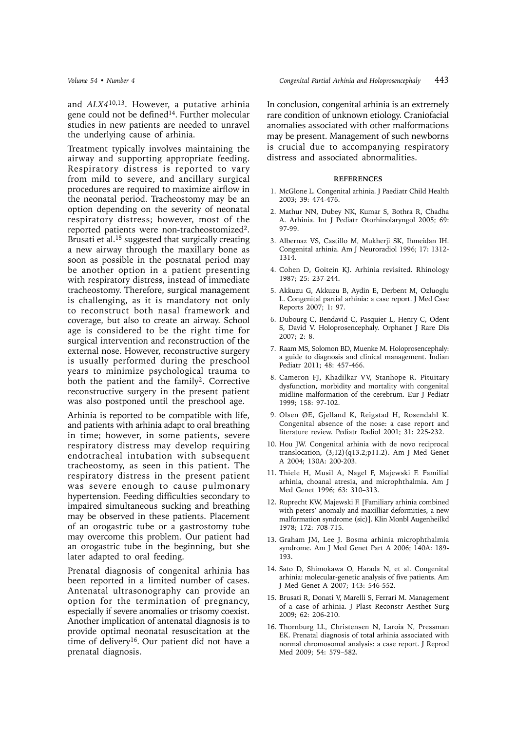and *ALX4*[10,13]. However, a putative arhinia gene could not be defined[14]. Further molecular studies in new patients are needed to unravel the underlying cause of arhinia.

Treatment typically involves maintaining the airway and supporting appropriate feeding. Respiratory distress is reported to vary from mild to severe, and ancillary surgical procedures are required to maximize airflow in the neonatal period. Tracheostomy may be an option depending on the severity of neonatal respiratory distress; however, most of the reported patients were non-tracheostomized[2]. Brusati et al.[15] suggested that surgically creating a new airway through the maxillary bone as soon as possible in the postnatal period may be another option in a patient presenting with respiratory distress, instead of immediate tracheostomy. Therefore, surgical management is challenging, as it is mandatory not only to reconstruct both nasal framework and coverage, but also to create an airway. School age is considered to be the right time for surgical intervention and reconstruction of the external nose. However, reconstructive surgery is usually performed during the preschool years to minimize psychological trauma to both the patient and the family[2]. Corrective reconstructive surgery in the present patient was also postponed until the preschool age.

Arhinia is reported to be compatible with life, and patients with arhinia adapt to oral breathing in time; however, in some patients, severe respiratory distress may develop requiring endotracheal intubation with subsequent tracheostomy, as seen in this patient. The respiratory distress in the present patient was severe enough to cause pulmonary hypertension. Feeding difficulties secondary to impaired simultaneous sucking and breathing may be observed in these patients. Placement of an orogastric tube or a gastrostomy tube may overcome this problem. Our patient had an orogastric tube in the beginning, but she later adapted to oral feeding.

Prenatal diagnosis of congenital arhinia has been reported in a limited number of cases. Antenatal ultrasonography can provide an option for the termination of pregnancy, especially if severe anomalies or trisomy coexist. Another implication of antenatal diagnosis is to provide optimal neonatal resuscitation at the time of delivery[16]. Our patient did not have a prenatal diagnosis.

In conclusion, congenital arhinia is an extremely rare condition of unknown etiology. Craniofacial anomalies associated with other malformations may be present. Management of such newborns is crucial due to accompanying respiratory distress and associated abnormalities.

## REFERENCES

1. McGlone L. Congenital arhinia. J Paediatr Child Health 2003; 39: 474-476.
2. Mathur NN, Dubey NK, Kumar S, Bothra R, Chadha A. Arhinia. Int J Pediatr Otorhinolaryngol 2005; 69: 97-99.
3. Albernaz VS, Castillo M, Mukherji SK, Ihmeidan IH. Congenital arhinia. Am J Neuroradiol 1996; 17: 1312-1314.
4. Cohen D, Goitein KJ. Arhinia revisited. Rhinology 1987; 25: 237-244.
5. Akkuzu G, Akkuzu B, Aydin E, Derbent M, Ozluoglu L. Congenital partial arhinia: a case report. J Med Case Reports 2007; 1: 97.
6. Dubourg C, Bendavid C, Pasquier L, Henry C, Odent S, David V. Holoprosencephaly. Orphanet J Rare Dis 2007; 2: 8.
7. Raam MS, Solomon BD, Muenke M. Holoprosencephaly: a guide to diagnosis and clinical management. Indian Pediatr 2011; 48: 457-466.
8. Cameron FJ, Khadilkar VV, Stanhope R. Pituitary dysfunction, morbidity and mortality with congenital midline malformation of the cerebrum. Eur J Pediatr 1999; 158: 97-102.
9. Olsen ØE, Gjelland K, Reigstad H, Rosendahl K. Congenital absence of the nose: a case report and literature review. Pediatr Radiol 2001; 31: 225-232.
10. Hou JW. Congenital arhinia with de novo reciprocal translocation, (3;12)(q13.2;p11.2). Am J Med Genet A 2004; 130A: 200-203.
11. Thiele H, Musil A, Nagel F, Majewski F. Familial arhinia, choanal atresia, and microphthalmia. Am J Med Genet 1996; 63: 310–313.
12. Ruprecht KW, Majewski F. [Familiary arhinia combined with peters' anomaly and maxilliar deformities, a new malformation syndrome (sic)]. Klin Monbl Augenheilkd 1978; 172: 708-715.
13. Graham JM, Lee J. Bosma arhinia microphthalmia syndrome. Am J Med Genet Part A 2006; 140A: 189-193.
14. Sato D, Shimokawa O, Harada N, et al. Congenital arhinia: molecular-genetic analysis of five patients. Am J Med Genet A 2007; 143: 546-552.
15. Brusati R, Donati V, Marelli S, Ferrari M. Management of a case of arhinia. J Plast Reconstr Aesthet Surg 2009; 62: 206-210.
16. Thornburg LL, Christensen N, Laroia N, Pressman EK. Prenatal diagnosis of total arhinia associated with normal chromosomal analysis: a case report. J Reprod Med 2009; 54: 579–582.